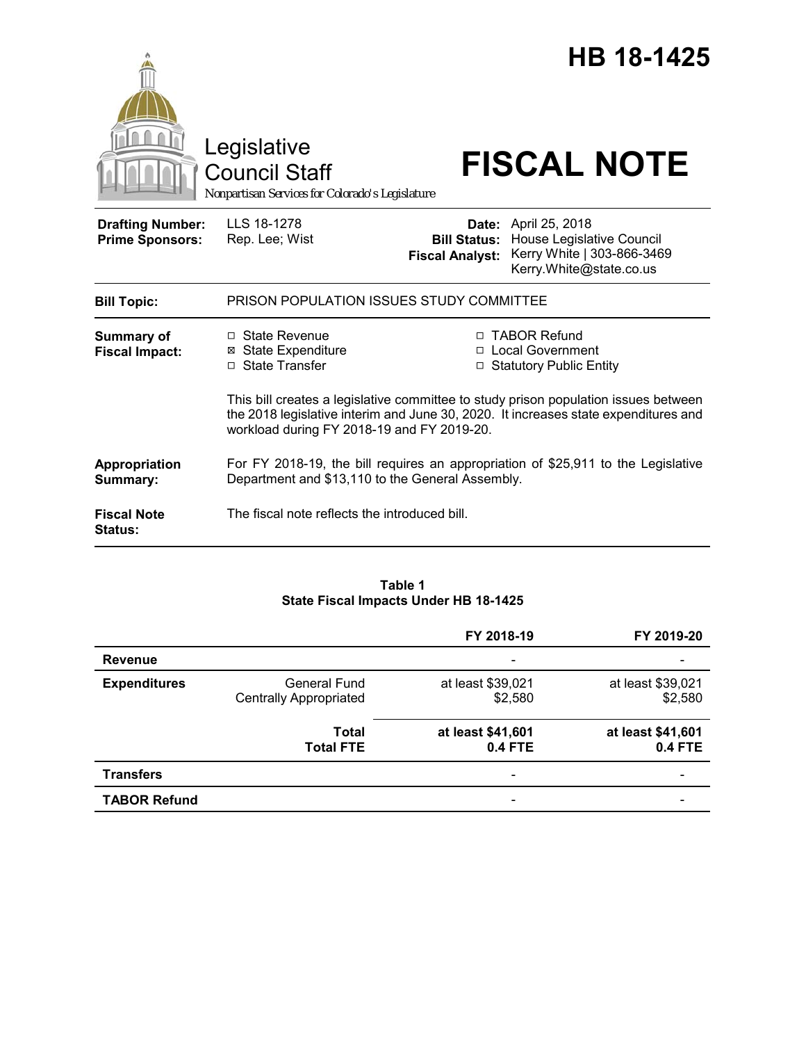# HB 18-1425

Legislative Council Staff
*Nonpartisan Services for Colorado's Legislature*

# FISCAL NOTE

| | | | |
|---|---|---|---|
| **Drafting Number:** | LLS 18-1278 | **Date:** | April 25, 2018 |
| **Prime Sponsors:** | Rep. Lee; Wist | **Bill Status:** | House Legislative Council |
| | | **Fiscal Analyst:** | Kerry White \| 303-866-3469 Kerry.White@state.co.us |

| | |
|---|---|
| **Bill Topic:** | PRISON POPULATION ISSUES STUDY COMMITTEE |
| **Summary of Fiscal Impact:** | ☐ State Revenue ☒ State Expenditure ☐ State Transfer ☐ TABOR Refund ☐ Local Government ☐ Statutory Public Entity<br><br>This bill creates a legislative committee to study prison population issues between the 2018 legislative interim and June 30, 2020. It increases state expenditures and workload during FY 2018-19 and FY 2019-20. |
| **Appropriation Summary:** | For FY 2018-19, the bill requires an appropriation of $25,911 to the Legislative Department and $13,110 to the General Assembly. |
| **Fiscal Note Status:** | The fiscal note reflects the introduced bill. |

**Table 1**
**State Fiscal Impacts Under HB 18-1425**

| | | FY 2018-19 | FY 2019-20 |
|---|---|---|---|
| **Revenue** | | - | - |
| **Expenditures** | General Fund | at least $39,021 | at least $39,021 |
| | Centrally Appropriated | $2,580 | $2,580 |
| | **Total** | **at least $41,601** | **at least $41,601** |
| | **Total FTE** | **0.4 FTE** | **0.4 FTE** |
| **Transfers** | | - | - |
| **TABOR Refund** | | - | - |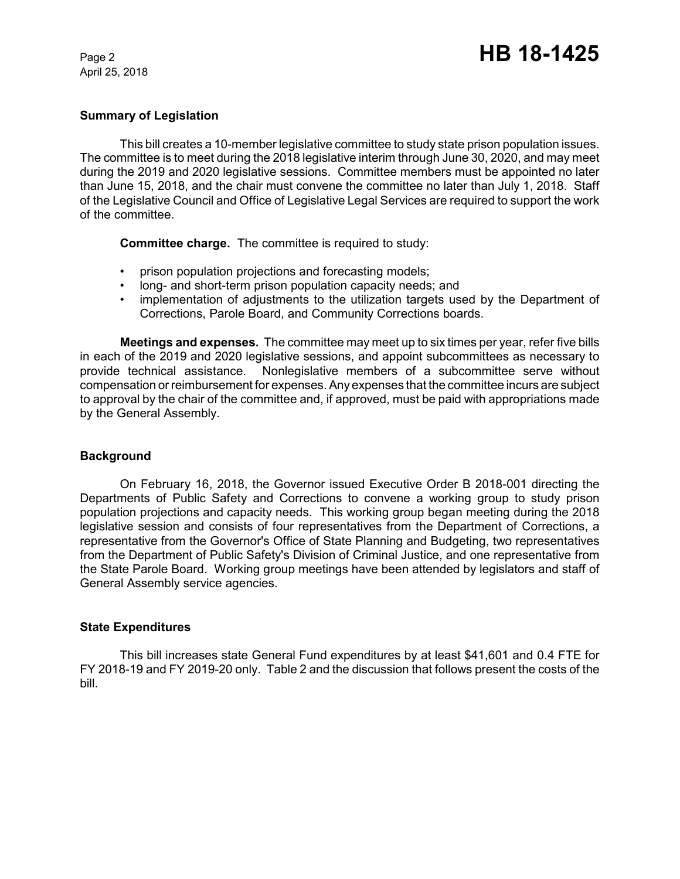## Summary of Legislation

This bill creates a 10-member legislative committee to study state prison population issues. The committee is to meet during the 2018 legislative interim through June 30, 2020, and may meet during the 2019 and 2020 legislative sessions. Committee members must be appointed no later than June 15, 2018, and the chair must convene the committee no later than July 1, 2018. Staff of the Legislative Council and Office of Legislative Legal Services are required to support the work of the committee.

**Committee charge.** The committee is required to study:

- prison population projections and forecasting models;
- long- and short-term prison population capacity needs; and
- implementation of adjustments to the utilization targets used by the Department of Corrections, Parole Board, and Community Corrections boards.

**Meetings and expenses.** The committee may meet up to six times per year, refer five bills in each of the 2019 and 2020 legislative sessions, and appoint subcommittees as necessary to provide technical assistance. Nonlegislative members of a subcommittee serve without compensation or reimbursement for expenses. Any expenses that the committee incurs are subject to approval by the chair of the committee and, if approved, must be paid with appropriations made by the General Assembly.

## Background

On February 16, 2018, the Governor issued Executive Order B 2018-001 directing the Departments of Public Safety and Corrections to convene a working group to study prison population projections and capacity needs. This working group began meeting during the 2018 legislative session and consists of four representatives from the Department of Corrections, a representative from the Governor's Office of State Planning and Budgeting, two representatives from the Department of Public Safety's Division of Criminal Justice, and one representative from the State Parole Board. Working group meetings have been attended by legislators and staff of General Assembly service agencies.

## State Expenditures

This bill increases state General Fund expenditures by at least $41,601 and 0.4 FTE for FY 2018-19 and FY 2019-20 only. Table 2 and the discussion that follows present the costs of the bill.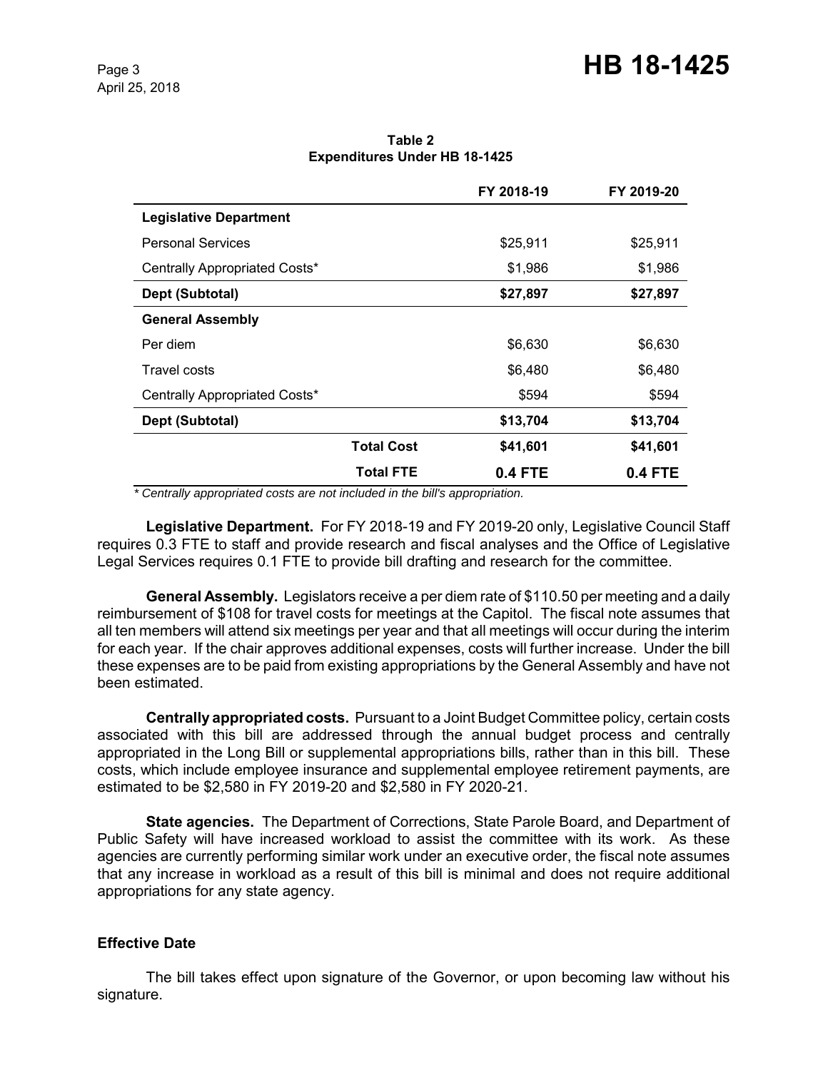**Table 2**
**Expenditures Under HB 18-1425**

| | | FY 2018-19 | FY 2019-20 |
|---|---|---|---|
| **Legislative Department** | | | |
| Personal Services | | $25,911 | $25,911 |
| Centrally Appropriated Costs* | | $1,986 | $1,986 |
| **Dept (Subtotal)** | | **$27,897** | **$27,897** |
| **General Assembly** | | | |
| Per diem | | $6,630 | $6,630 |
| Travel costs | | $6,480 | $6,480 |
| Centrally Appropriated Costs* | | $594 | $594 |
| **Dept (Subtotal)** | | **$13,704** | **$13,704** |
| | **Total Cost** | **$41,601** | **$41,601** |
| | **Total FTE** | **0.4 FTE** | **0.4 FTE** |

*\* Centrally appropriated costs are not included in the bill's appropriation.*

**Legislative Department.** For FY 2018-19 and FY 2019-20 only, Legislative Council Staff requires 0.3 FTE to staff and provide research and fiscal analyses and the Office of Legislative Legal Services requires 0.1 FTE to provide bill drafting and research for the committee.

**General Assembly.** Legislators receive a per diem rate of $110.50 per meeting and a daily reimbursement of $108 for travel costs for meetings at the Capitol. The fiscal note assumes that all ten members will attend six meetings per year and that all meetings will occur during the interim for each year. If the chair approves additional expenses, costs will further increase. Under the bill these expenses are to be paid from existing appropriations by the General Assembly and have not been estimated.

**Centrally appropriated costs.** Pursuant to a Joint Budget Committee policy, certain costs associated with this bill are addressed through the annual budget process and centrally appropriated in the Long Bill or supplemental appropriations bills, rather than in this bill. These costs, which include employee insurance and supplemental employee retirement payments, are estimated to be $2,580 in FY 2019-20 and $2,580 in FY 2020-21.

**State agencies.** The Department of Corrections, State Parole Board, and Department of Public Safety will have increased workload to assist the committee with its work. As these agencies are currently performing similar work under an executive order, the fiscal note assumes that any increase in workload as a result of this bill is minimal and does not require additional appropriations for any state agency.

## Effective Date

The bill takes effect upon signature of the Governor, or upon becoming law without his signature.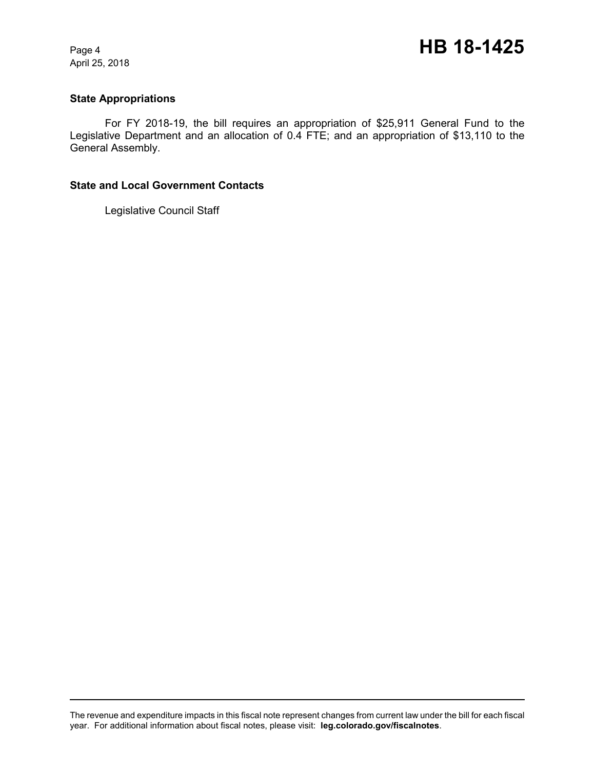## State Appropriations

For FY 2018-19, the bill requires an appropriation of $25,911 General Fund to the Legislative Department and an allocation of 0.4 FTE; and an appropriation of $13,110 to the General Assembly.

## State and Local Government Contacts

Legislative Council Staff

The revenue and expenditure impacts in this fiscal note represent changes from current law under the bill for each fiscal year. For additional information about fiscal notes, please visit: **leg.colorado.gov/fiscalnotes**.